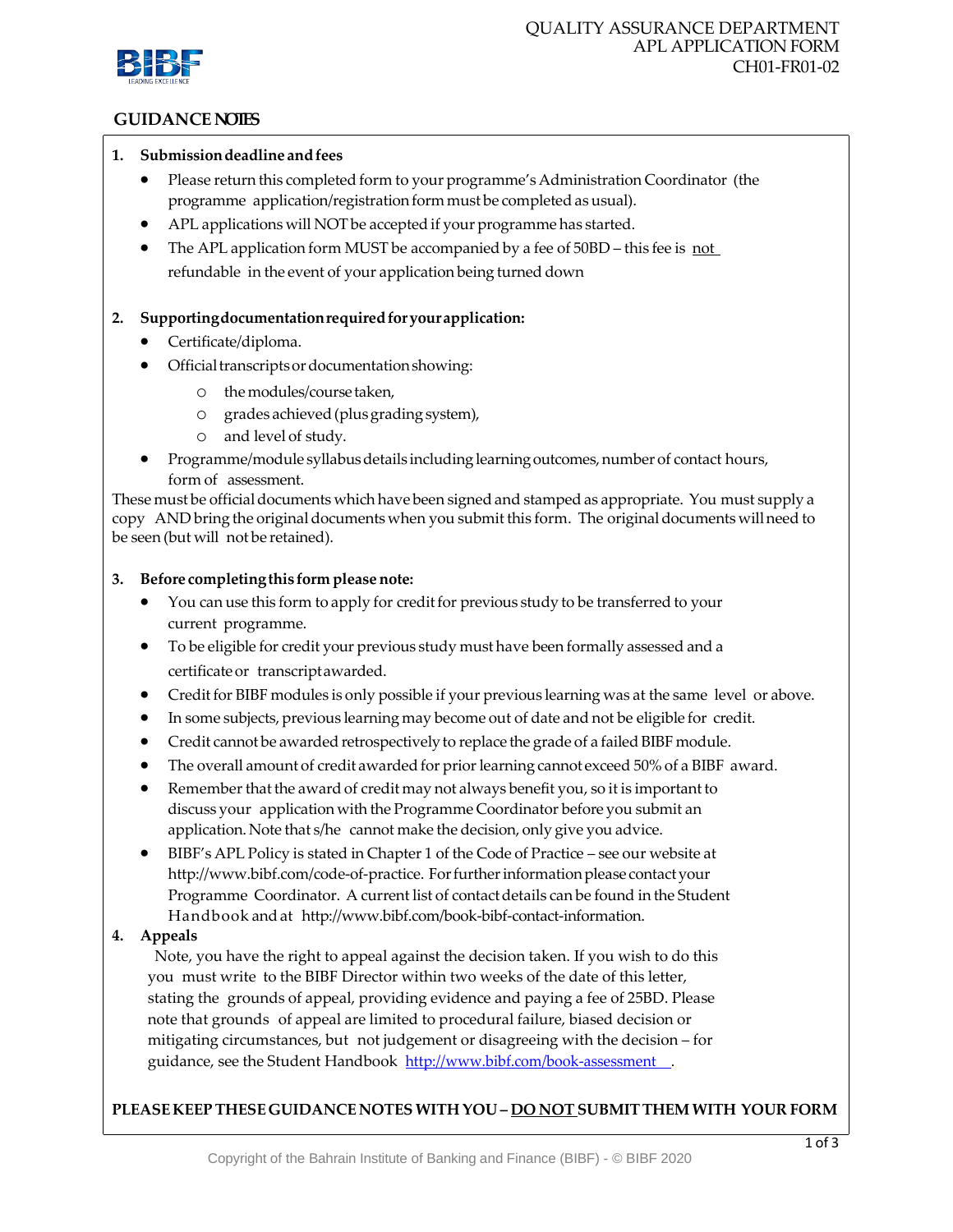QUALITY ASSURANCE DEPARTMENT
APL APPLICATION FORM
CH01-FR01-02

## GUIDANCE NOTES

**1. Submission deadline and fees**

- Please return this completed form to your programme's Administration Coordinator (the programme application/registration form must be completed as usual).
- APL applications will NOT be accepted if your programme has started.
- The APL application form MUST be accompanied by a fee of 50BD – this fee is <u>not</u> refundable in the event of your application being turned down

**2. Supporting documentation required for your application:**

- Certificate/diploma.
- Official transcripts or documentation showing:
  - the modules/course taken,
  - grades achieved (plus grading system),
  - and level of study.
- Programme/module syllabus details including learning outcomes, number of contact hours, form of assessment.

These must be official documents which have been signed and stamped as appropriate. You must supply a copy AND bring the original documents when you submit this form. The original documents will need to be seen (but will not be retained).

**3. Before completing this form please note:**

- You can use this form to apply for credit for previous study to be transferred to your current programme.
- To be eligible for credit your previous study must have been formally assessed and a certificate or transcript awarded.
- Credit for BIBF modules is only possible if your previous learning was at the same level or above.
- In some subjects, previous learning may become out of date and not be eligible for credit.
- Credit cannot be awarded retrospectively to replace the grade of a failed BIBF module.
- The overall amount of credit awarded for prior learning cannot exceed 50% of a BIBF award.
- Remember that the award of credit may not always benefit you, so it is important to discuss your application with the Programme Coordinator before you submit an application. Note that s/he cannot make the decision, only give you advice.
- BIBF's APL Policy is stated in Chapter 1 of the Code of Practice – see our website at http://www.bibf.com/code-of-practice. For further information please contact your Programme Coordinator. A current list of contact details can be found in the Student Handbook and at http://www.bibf.com/book-bibf-contact-information.

**4. Appeals**

Note, you have the right to appeal against the decision taken. If you wish to do this you must write to the BIBF Director within two weeks of the date of this letter, stating the grounds of appeal, providing evidence and paying a fee of 25BD. Please note that grounds of appeal are limited to procedural failure, biased decision or mitigating circumstances, but not judgement or disagreeing with the decision – for guidance, see the Student Handbook http://www.bibf.com/book-assessment .

**PLEASE KEEP THESE GUIDANCE NOTES WITH YOU – <u>DO NOT</u> SUBMIT THEM WITH YOUR FORM**

Copyright of the Bahrain Institute of Banking and Finance (BIBF) - © BIBF 2020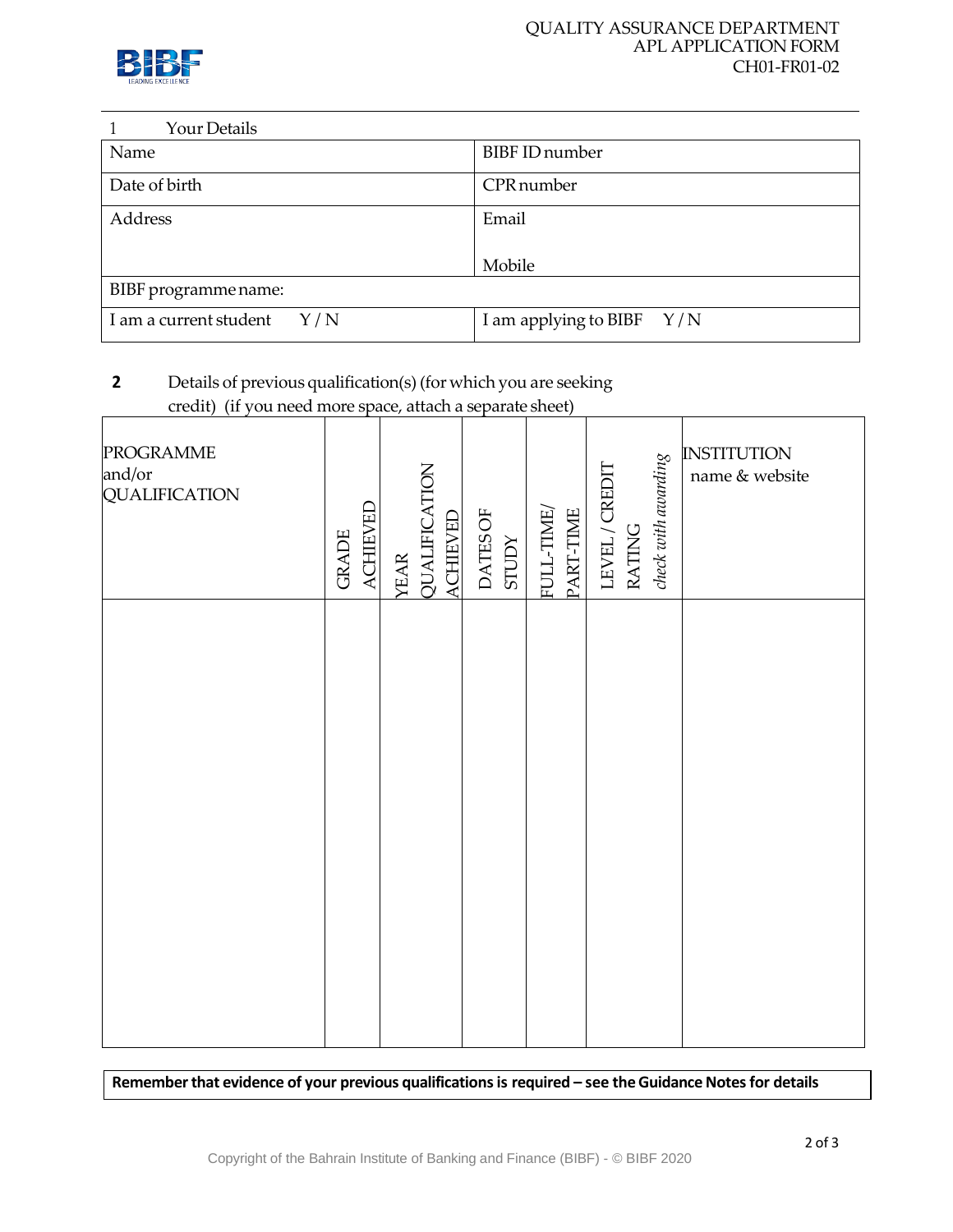QUALITY ASSURANCE DEPARTMENT
APL APPLICATION FORM
CH01-FR01-02

## 1 Your Details

| Name | BIBF ID number |
|---|---|
| Date of birth | CPR number |
| Address | Email<br><br>Mobile |
| BIBF programme name: | |
| I am a current student Y / N | I am applying to BIBF Y / N |

## 2 Details of previous qualification(s) (for which you are seeking credit) (if you need more space, attach a separate sheet)

| PROGRAMME and/or QUALIFICATION | GRADE ACHIEVED | YEAR QUALIFICATION ACHIEVED | DATES OF STUDY | FULL-TIME/ PART-TIME | LEVEL / CREDIT RATING *check with awarding* | INSTITUTION name & website |
|---|---|---|---|---|---|---|
| | | | | | | |

**Remember that evidence of your previous qualifications is required – see the Guidance Notes for details**

Copyright of the Bahrain Institute of Banking and Finance (BIBF) - © BIBF 2020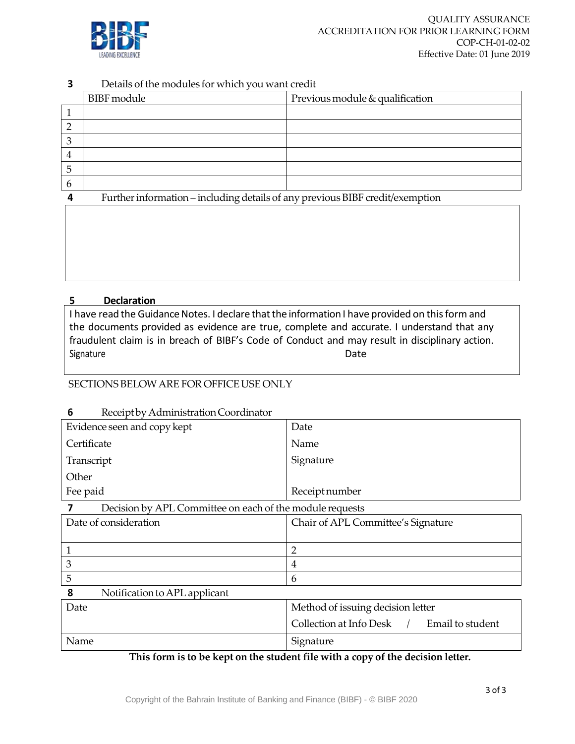**3** Details of the modules for which you want credit

| | BIBF module | Previous module & qualification |
|---|---|---|
| 1 | | |
| 2 | | |
| 3 | | |
| 4 | | |
| 5 | | |
| 6 | | |

**4** Further information – including details of any previous BIBF credit/exemption

**5 Declaration**

I have read the Guidance Notes. I declare that the information I have provided on this form and the documents provided as evidence are true, complete and accurate. I understand that any fraudulent claim is in breach of BIBF's Code of Conduct and may result in disciplinary action.

Signature Date

SECTIONS BELOW ARE FOR OFFICE USE ONLY

**6** Receipt by Administration Coordinator

| | |
|---|---|
| Evidence seen and copy kept | Date |
| Certificate | Name |
| Transcript | Signature |
| Other | |
| Fee paid | Receipt number |

**7** Decision by APL Committee on each of the module requests

| | |
|---|---|
| Date of consideration | Chair of APL Committee's Signature |
| 1 | 2 |
| 3 | 4 |
| 5 | 6 |

**8** Notification to APL applicant

| | |
|---|---|
| Date | Method of issuing decision letter<br>Collection at Info Desk / Email to student |
| Name | Signature |

**This form is to be kept on the student file with a copy of the decision letter.**